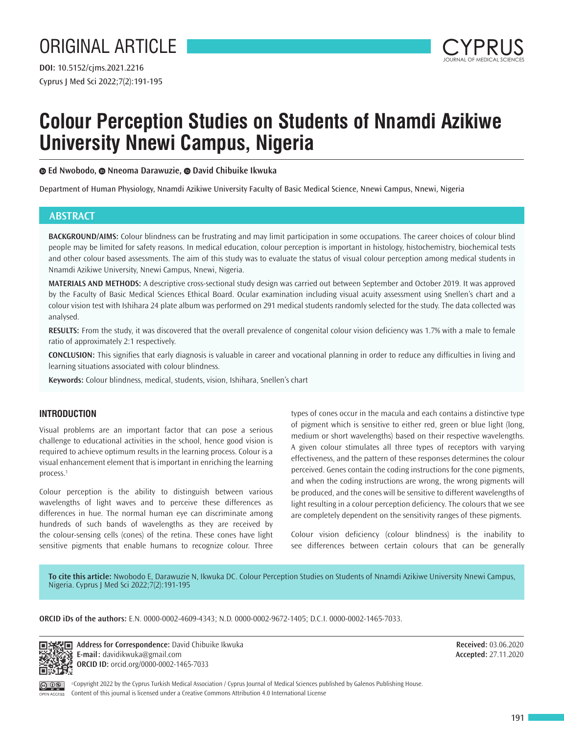ORIGINAL ARTICLE

DOI: 10.5152/cjms.2021.2216

# Colour Perception Studies on Students of Nnamdi Azikiwe University Nnewi Campus, Nigeria

**Ed Nwobodo, Nneoma Darawuzie, David Chibuike Ikwuka**

Department of Human Physiology, Nnamdi Azikiwe University Faculty of Basic Medical Science, Nnewi Campus, Nnewi, Nigeria

## ABSTRACT

**BACKGROUND/AIMS:** Colour blindness can be frustrating and may limit participation in some occupations. The career choices of colour blind people may be limited for safety reasons. In medical education, colour perception is important in histology, histochemistry, biochemical tests and other colour based assessments. The aim of this study was to evaluate the status of visual colour perception among medical students in Nnamdi Azikiwe University, Nnewi Campus, Nnewi, Nigeria.

**MATERIALS AND METHODS:** A descriptive cross-sectional study design was carried out between September and October 2019. It was approved by the Faculty of Basic Medical Sciences Ethical Board. Ocular examination including visual acuity assessment using Snellen's chart and a colour vision test with Ishihara 24 plate album was performed on 291 medical students randomly selected for the study. The data collected was analysed.

**RESULTS:** From the study, it was discovered that the overall prevalence of congenital colour vision deficiency was 1.7% with a male to female ratio of approximately 2:1 respectively.

**CONCLUSION:** This signifies that early diagnosis is valuable in career and vocational planning in order to reduce any difficulties in living and learning situations associated with colour blindness.

**Keywords:** Colour blindness, medical, students, vision, Ishihara, Snellen's chart

## INTRODUCTION

Visual problems are an important factor that can pose a serious challenge to educational activities in the school, hence good vision is required to achieve optimum results in the learning process. Colour is a visual enhancement element that is important in enriching the learning process.[1]

Colour perception is the ability to distinguish between various wavelengths of light waves and to perceive these differences as differences in hue. The normal human eye can discriminate among hundreds of such bands of wavelengths as they are received by the colour-sensing cells (cones) of the retina. These cones have light sensitive pigments that enable humans to recognize colour. Three types of cones occur in the macula and each contains a distinctive type of pigment which is sensitive to either red, green or blue light (long, medium or short wavelengths) based on their respective wavelengths. A given colour stimulates all three types of receptors with varying effectiveness, and the pattern of these responses determines the colour perceived. Genes contain the coding instructions for the cone pigments, and when the coding instructions are wrong, the wrong pigments will be produced, and the cones will be sensitive to different wavelengths of light resulting in a colour perception deficiency. The colours that we see are completely dependent on the sensitivity ranges of these pigments.

Colour vision deficiency (colour blindness) is the inability to see differences between certain colours that can be generally

**To cite this article:** Nwobodo E, Darawuzie N, Ikwuka DC. Colour Perception Studies on Students of Nnamdi Azikiwe University Nnewi Campus, Nigeria. Cyprus J Med Sci 2022;7(2):191-195

**ORCID iDs of the authors:** E.N. 0000-0002-4609-4343; N.D. 0000-0002-9672-1405; D.C.I. 0000-0002-1465-7033.

**Address for Correspondence:** David Chibuike Ikwuka
**E-mail:** davidikwuka@gmail.com
**ORCID ID:** orcid.org/0000-0002-1465-7033

**Received:** 03.06.2020
**Accepted:** 27.11.2020

©Copyright 2022 by the Cyprus Turkish Medical Association / Cyprus Journal of Medical Sciences published by Galenos Publishing House.
Content of this journal is licensed under a Creative Commons Attribution 4.0 International License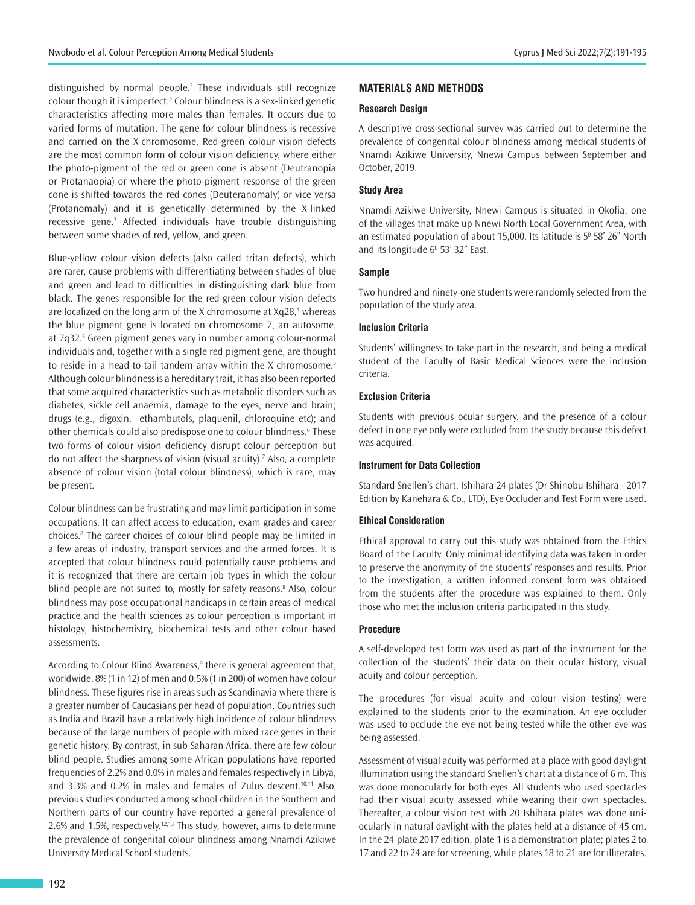distinguished by normal people.[2] These individuals still recognize colour though it is imperfect.[2] Colour blindness is a sex-linked genetic characteristics affecting more males than females. It occurs due to varied forms of mutation. The gene for colour blindness is recessive and carried on the X-chromosome. Red-green colour vision defects are the most common form of colour vision deficiency, where either the photo-pigment of the red or green cone is absent (Deutranopia or Protanaopia) or where the photo-pigment response of the green cone is shifted towards the red cones (Deuteranomaly) or vice versa (Protanomaly) and it is genetically determined by the X-linked recessive gene.[3] Affected individuals have trouble distinguishing between some shades of red, yellow, and green.

Blue-yellow colour vision defects (also called tritan defects), which are rarer, cause problems with differentiating between shades of blue and green and lead to difficulties in distinguishing dark blue from black. The genes responsible for the red-green colour vision defects are localized on the long arm of the X chromosome at Xq28,[4] whereas the blue pigment gene is located on chromosome 7, an autosome, at 7q32.[5] Green pigment genes vary in number among colour-normal individuals and, together with a single red pigment gene, are thought to reside in a head-to-tail tandem array within the X chromosome.[3] Although colour blindness is a hereditary trait, it has also been reported that some acquired characteristics such as metabolic disorders such as diabetes, sickle cell anaemia, damage to the eyes, nerve and brain; drugs (e.g., digoxin, ethambutols, plaquenil, chloroquine etc); and other chemicals could also predispose one to colour blindness.[6] These two forms of colour vision deficiency disrupt colour perception but do not affect the sharpness of vision (visual acuity).[7] Also, a complete absence of colour vision (total colour blindness), which is rare, may be present.

Colour blindness can be frustrating and may limit participation in some occupations. It can affect access to education, exam grades and career choices.[8] The career choices of colour blind people may be limited in a few areas of industry, transport services and the armed forces. It is accepted that colour blindness could potentially cause problems and it is recognized that there are certain job types in which the colour blind people are not suited to, mostly for safety reasons.[8] Also, colour blindness may pose occupational handicaps in certain areas of medical practice and the health sciences as colour perception is important in histology, histochemistry, biochemical tests and other colour based assessments.

According to Colour Blind Awareness,[9] there is general agreement that, worldwide, 8% (1 in 12) of men and 0.5% (1 in 200) of women have colour blindness. These figures rise in areas such as Scandinavia where there is a greater number of Caucasians per head of population. Countries such as India and Brazil have a relatively high incidence of colour blindness because of the large numbers of people with mixed race genes in their genetic history. By contrast, in sub-Saharan Africa, there are few colour blind people. Studies among some African populations have reported frequencies of 2.2% and 0.0% in males and females respectively in Libya, and 3.3% and 0.2% in males and females of Zulus descent.[10,11] Also, previous studies conducted among school children in the Southern and Northern parts of our country have reported a general prevalence of 2.6% and 1.5%, respectively.[12,13] This study, however, aims to determine the prevalence of congenital colour blindness among Nnamdi Azikiwe University Medical School students.

## MATERIALS AND METHODS

### Research Design

A descriptive cross-sectional survey was carried out to determine the prevalence of congenital colour blindness among medical students of Nnamdi Azikiwe University, Nnewi Campus between September and October, 2019.

### Study Area

Nnamdi Azikiwe University, Nnewi Campus is situated in Okofia; one of the villages that make up Nnewi North Local Government Area, with an estimated population of about 15,000. Its latitude is 5⁰ 58' 26" North and its longitude 6⁰ 53' 32" East.

### Sample

Two hundred and ninety-one students were randomly selected from the population of the study area.

### Inclusion Criteria

Students' willingness to take part in the research, and being a medical student of the Faculty of Basic Medical Sciences were the inclusion criteria.

### Exclusion Criteria

Students with previous ocular surgery, and the presence of a colour defect in one eye only were excluded from the study because this defect was acquired.

### Instrument for Data Collection

Standard Snellen's chart, Ishihara 24 plates (Dr Shinobu Ishihara - 2017 Edition by Kanehara & Co., LTD), Eye Occluder and Test Form were used.

### Ethical Consideration

Ethical approval to carry out this study was obtained from the Ethics Board of the Faculty. Only minimal identifying data was taken in order to preserve the anonymity of the students' responses and results. Prior to the investigation, a written informed consent form was obtained from the students after the procedure was explained to them. Only those who met the inclusion criteria participated in this study.

### Procedure

A self-developed test form was used as part of the instrument for the collection of the students' their data on their ocular history, visual acuity and colour perception.

The procedures (for visual acuity and colour vision testing) were explained to the students prior to the examination. An eye occluder was used to occlude the eye not being tested while the other eye was being assessed.

Assessment of visual acuity was performed at a place with good daylight illumination using the standard Snellen's chart at a distance of 6 m. This was done monocularly for both eyes. All students who used spectacles had their visual acuity assessed while wearing their own spectacles. Thereafter, a colour vision test with 20 Ishihara plates was done uni-ocularly in natural daylight with the plates held at a distance of 45 cm. In the 24-plate 2017 edition, plate 1 is a demonstration plate; plates 2 to 17 and 22 to 24 are for screening, while plates 18 to 21 are for illiterates.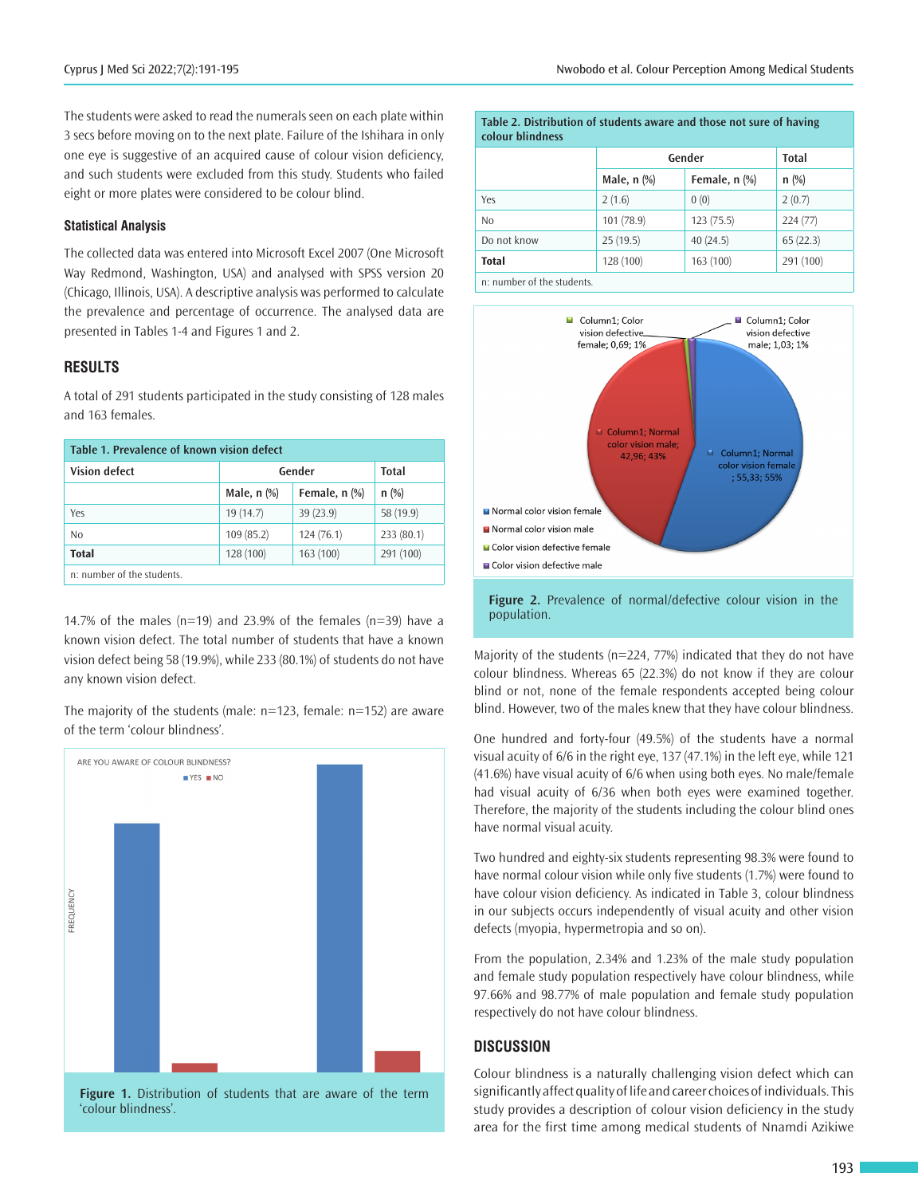The students were asked to read the numerals seen on each plate within 3 secs before moving on to the next plate. Failure of the Ishihara in only one eye is suggestive of an acquired cause of colour vision deficiency, and such students were excluded from this study. Students who failed eight or more plates were considered to be colour blind.

### Statistical Analysis

The collected data was entered into Microsoft Excel 2007 (One Microsoft Way Redmond, Washington, USA) and analysed with SPSS version 20 (Chicago, Illinois, USA). A descriptive analysis was performed to calculate the prevalence and percentage of occurrence. The analysed data are presented in Tables 1-4 and Figures 1 and 2.

## RESULTS

A total of 291 students participated in the study consisting of 128 males and 163 females.

**Table 1. Prevalence of known vision defect**

| Vision defect | Gender | | Total |
|---|---|---|---|
| | Male, n (%) | Female, n (%) | n (%) |
| Yes | 19 (14.7) | 39 (23.9) | 58 (19.9) |
| No | 109 (85.2) | 124 (76.1) | 233 (80.1) |
| **Total** | 128 (100) | 163 (100) | 291 (100) |

n: number of the students.

14.7% of the males (n=19) and 23.9% of the females (n=39) have a known vision defect. The total number of students that have a known vision defect being 58 (19.9%), while 233 (80.1%) of students do not have any known vision defect.

The majority of the students (male: n=123, female: n=152) are aware of the term 'colour blindness'.

**Figure 1.** Distribution of students that are aware of the term 'colour blindness'.

**Table 2. Distribution of students aware and those not sure of having colour blindness**

| | Gender | | Total |
|---|---|---|---|
| | Male, n (%) | Female, n (%) | n (%) |
| Yes | 2 (1.6) | 0 (0) | 2 (0.7) |
| No | 101 (78.9) | 123 (75.5) | 224 (77) |
| Do not know | 25 (19.5) | 40 (24.5) | 65 (22.3) |
| **Total** | 128 (100) | 163 (100) | 291 (100) |

n: number of the students.

**Figure 2.** Prevalence of normal/defective colour vision in the population.

Majority of the students (n=224, 77%) indicated that they do not have colour blindness. Whereas 65 (22.3%) do not know if they are colour blind or not, none of the female respondents accepted being colour blind. However, two of the males knew that they have colour blindness.

One hundred and forty-four (49.5%) of the students have a normal visual acuity of 6/6 in the right eye, 137 (47.1%) in the left eye, while 121 (41.6%) have visual acuity of 6/6 when using both eyes. No male/female had visual acuity of 6/36 when both eyes were examined together. Therefore, the majority of the students including the colour blind ones have normal visual acuity.

Two hundred and eighty-six students representing 98.3% were found to have normal colour vision while only five students (1.7%) were found to have colour vision deficiency. As indicated in Table 3, colour blindness in our subjects occurs independently of visual acuity and other vision defects (myopia, hypermetropia and so on).

From the population, 2.34% and 1.23% of the male study population and female study population respectively have colour blindness, while 97.66% and 98.77% of male population and female study population respectively do not have colour blindness.

## DISCUSSION

Colour blindness is a naturally challenging vision defect which can significantly affect quality of life and career choices of individuals. This study provides a description of colour vision deficiency in the study area for the first time among medical students of Nnamdi Azikiwe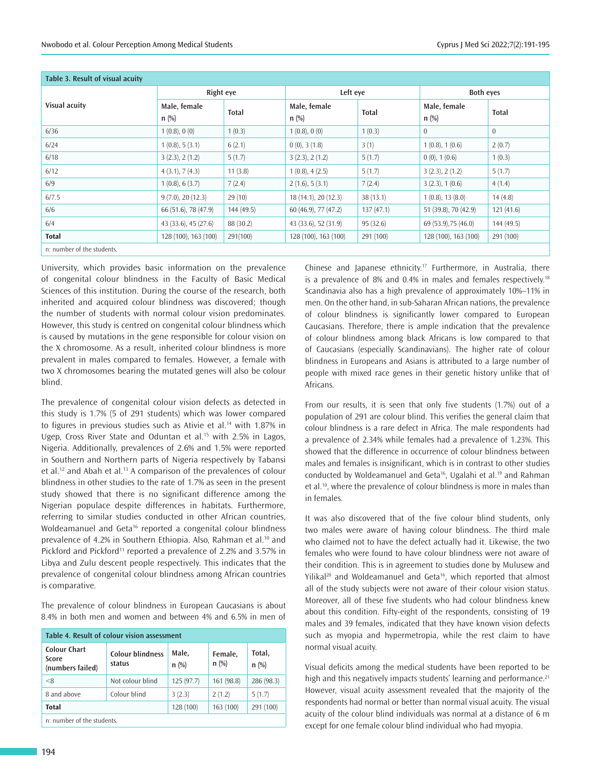**Table 3. Result of visual acuity**

| Visual acuity | Right eye | | Left eye | | Both eyes | |
|---|---|---|---|---|---|---|
| | Male, female n (%) | Total | Male, female n (%) | Total | Male, female n (%) | Total |
| 6/36 | 1 (0.8), 0 (0) | 1 (0.3) | 1 (0.8), 0 (0) | 1 (0.3) | 0 | 0 |
| 6/24 | 1 (0.8), 5 (3.1) | 6 (2.1) | 0 (0), 3 (1.8) | 3 (1) | 1 (0.8), 1 (0.6) | 2 (0.7) |
| 6/18 | 3 (2.3), 2 (1.2) | 5 (1.7) | 3 (2.3), 2 (1.2) | 5 (1.7) | 0 (0), 1 (0.6) | 1 (0.3) |
| 6/12 | 4 (3.1), 7 (4.3) | 11 (3.8) | 1 (0.8), 4 (2.5) | 5 (1.7) | 3 (2.3), 2 (1.2) | 5 (1.7) |
| 6/9 | 1 (0.8), 6 (3.7) | 7 (2.4) | 2 (1.6), 5 (3.1) | 7 (2.4) | 3 (2.3), 1 (0.6) | 4 (1.4) |
| 6/7.5 | 9 (7.0), 20 (12.3) | 29 (10) | 18 (14.1), 20 (12.3) | 38 (13.1) | 1 (0.8), 13 (8.0) | 14 (4.8) |
| 6/6 | 66 (51.6), 78 (47.9) | 144 (49.5) | 60 (46.9), 77 (47.2) | 137 (47.1) | 51 (39.8), 70 (42.9) | 121 (41.6) |
| 6/4 | 43 (33.6), 45 (27.6) | 88 (30.2) | 43 (33.6), 52 (31.9) | 95 (32.6) | 69 (53.9),75 (46.0) | 144 (49.5) |
| **Total** | 128 (100), 163 (100) | 291(100) | 128 (100), 163 (100) | 291 (100) | 128 (100), 163 (100) | 291 (100) |

n: number of the students.

University, which provides basic information on the prevalence of congenital colour blindness in the Faculty of Basic Medical Sciences of this institution. During the course of the research, both inherited and acquired colour blindness was discovered; though the number of students with normal colour vision predominates. However, this study is centred on congenital colour blindness which is caused by mutations in the gene responsible for colour vision on the X chromosome. As a result, inherited colour blindness is more prevalent in males compared to females. However, a female with two X chromosomes bearing the mutated genes will also be colour blind.

The prevalence of congenital colour vision defects as detected in this study is 1.7% (5 of 291 students) which was lower compared to figures in previous studies such as Ativie et al.[14] with 1.87% in Ugep, Cross River State and Oduntan et al.[15] with 2.5% in Lagos, Nigeria. Additionally, prevalences of 2.6% and 1.5% were reported in Southern and Northern parts of Nigeria respectively by Tabansi et al.[12] and Abah et al.[13] A comparison of the prevalences of colour blindness in other studies to the rate of 1.7% as seen in the present study showed that there is no significant difference among the Nigerian populace despite differences in habitats. Furthermore, referring to similar studies conducted in other African countries, Woldeamanuel and Geta[16] reported a congenital colour blindness prevalence of 4.2% in Southern Ethiopia. Also, Rahman et al.[10] and Pickford and Pickford[11] reported a prevalence of 2.2% and 3.57% in Libya and Zulu descent people respectively. This indicates that the prevalence of congenital colour blindness among African countries is comparative.

The prevalence of colour blindness in European Caucasians is about 8.4% in both men and women and between 4% and 6.5% in men of Chinese and Japanese ethnicity.[17] Furthermore, in Australia, there is a prevalence of 8% and 0.4% in males and females respectively.[18] Scandinavia also has a high prevalence of approximately 10%–11% in men. On the other hand, in sub-Saharan African nations, the prevalence of colour blindness is significantly lower compared to European Caucasians. Therefore, there is ample indication that the prevalence of colour blindness among black Africans is low compared to that of Caucasians (especially Scandinavians). The higher rate of colour blindness in Europeans and Asians is attributed to a large number of people with mixed race genes in their genetic history unlike that of Africans.

**Table 4. Result of colour vision assessment**

| Colour Chart Score (numbers failed) | Colour blindness status | Male, n (%) | Female, n (%) | Total, n (%) |
|---|---|---|---|---|
| <8 | Not colour blind | 125 (97.7) | 161 (98.8) | 286 (98.3) |
| 8 and above | Colour blind | 3 (2.3) | 2 (1.2) | 5 (1.7) |
| **Total** | | 128 (100) | 163 (100) | 291 (100) |

n: number of the students.

From our results, it is seen that only five students (1.7%) out of a population of 291 are colour blind. This verifies the general claim that colour blindness is a rare defect in Africa. The male respondents had a prevalence of 2.34% while females had a prevalence of 1.23%. This showed that the difference in occurrence of colour blindness between males and females is insignificant, which is in contrast to other studies conducted by Woldeamanuel and Geta[16], Ugalahi et al.[19] and Rahman et al.[10], where the prevalence of colour blindness is more in males than in females.

It was also discovered that of the five colour blind students, only two males were aware of having colour blindness. The third male who claimed not to have the defect actually had it. Likewise, the two females who were found to have colour blindness were not aware of their condition. This is in agreement to studies done by Mulusew and Yilikal[20] and Woldeamanuel and Geta[16], which reported that almost all of the study subjects were not aware of their colour vision status. Moreover, all of these five students who had colour blindness knew about this condition. Fifty-eight of the respondents, consisting of 19 males and 39 females, indicated that they have known vision defects such as myopia and hypermetropia, while the rest claim to have normal visual acuity.

Visual deficits among the medical students have been reported to be high and this negatively impacts students' learning and performance.[21] However, visual acuity assessment revealed that the majority of the respondents had normal or better than normal visual acuity. The visual acuity of the colour blind individuals was normal at a distance of 6 m except for one female colour blind individual who had myopia.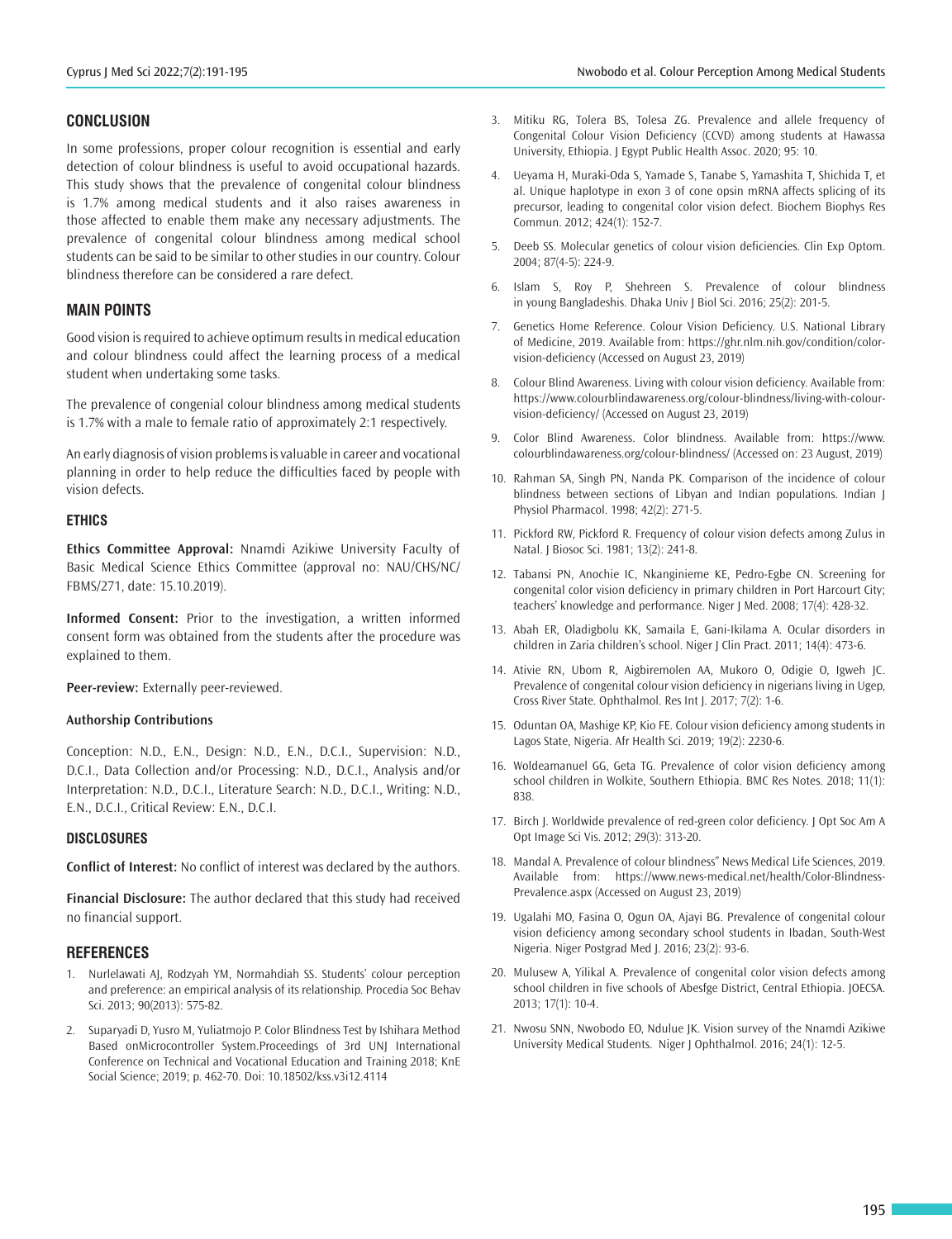## CONCLUSION

In some professions, proper colour recognition is essential and early detection of colour blindness is useful to avoid occupational hazards. This study shows that the prevalence of congenital colour blindness is 1.7% among medical students and it also raises awareness in those affected to enable them make any necessary adjustments. The prevalence of congenital colour blindness among medical school students can be said to be similar to other studies in our country. Colour blindness therefore can be considered a rare defect.

## MAIN POINTS

Good vision is required to achieve optimum results in medical education and colour blindness could affect the learning process of a medical student when undertaking some tasks.

The prevalence of congenial colour blindness among medical students is 1.7% with a male to female ratio of approximately 2:1 respectively.

An early diagnosis of vision problems is valuable in career and vocational planning in order to help reduce the difficulties faced by people with vision defects.

### ETHICS

**Ethics Committee Approval:** Nnamdi Azikiwe University Faculty of Basic Medical Science Ethics Committee (approval no: NAU/CHS/NC/FBMS/271, date: 15.10.2019).

**Informed Consent:** Prior to the investigation, a written informed consent form was obtained from the students after the procedure was explained to them.

**Peer-review:** Externally peer-reviewed.

#### Authorship Contributions

Conception: N.D., E.N., Design: N.D., E.N., D.C.I., Supervision: N.D., D.C.I., Data Collection and/or Processing: N.D., D.C.I., Analysis and/or Interpretation: N.D., D.C.I., Literature Search: N.D., D.C.I., Writing: N.D., E.N., D.C.I., Critical Review: E.N., D.C.I.

### DISCLOSURES

**Conflict of Interest:** No conflict of interest was declared by the authors.

**Financial Disclosure:** The author declared that this study had received no financial support.

## REFERENCES

1. Nurlelawati AJ, Rodzyah YM, Normahdiah SS. Students' colour perception and preference: an empirical analysis of its relationship. Procedia Soc Behav Sci. 2013; 90(2013): 575-82.
2. Suparyadi D, Yusro M, Yuliatmojo P. Color Blindness Test by Ishihara Method Based onMicrocontroller System.Proceedings of 3rd UNJ International Conference on Technical and Vocational Education and Training 2018; KnE Social Science; 2019; p. 462-70. Doi: 10.18502/kss.v3i12.4114
3. Mitiku RG, Tolera BS, Tolesa ZG. Prevalence and allele frequency of Congenital Colour Vision Deficiency (CCVD) among students at Hawassa University, Ethiopia. J Egypt Public Health Assoc. 2020; 95: 10.
4. Ueyama H, Muraki-Oda S, Yamade S, Tanabe S, Yamashita T, Shichida T, et al. Unique haplotype in exon 3 of cone opsin mRNA affects splicing of its precursor, leading to congenital color vision defect. Biochem Biophys Res Commun. 2012; 424(1): 152-7.
5. Deeb SS. Molecular genetics of colour vision deficiencies. Clin Exp Optom. 2004; 87(4-5): 224-9.
6. Islam S, Roy P, Shehreen S. Prevalence of colour blindness in young Bangladeshis. Dhaka Univ J Biol Sci. 2016; 25(2): 201-5.
7. Genetics Home Reference. Colour Vision Deficiency. U.S. National Library of Medicine, 2019. Available from: https://ghr.nlm.nih.gov/condition/color-vision-deficiency (Accessed on August 23, 2019)
8. Colour Blind Awareness. Living with colour vision deficiency. Available from: https://www.colourblindawareness.org/colour-blindness/living-with-colour-vision-deficiency/ (Accessed on August 23, 2019)
9. Color Blind Awareness. Color blindness. Available from: https://www.colourblindawareness.org/colour-blindness/ (Accessed on: 23 August, 2019)
10. Rahman SA, Singh PN, Nanda PK. Comparison of the incidence of colour blindness between sections of Libyan and Indian populations. Indian J Physiol Pharmacol. 1998; 42(2): 271-5.
11. Pickford RW, Pickford R. Frequency of colour vision defects among Zulus in Natal. J Biosoc Sci. 1981; 13(2): 241-8.
12. Tabansi PN, Anochie IC, Nkanginieme KE, Pedro-Egbe CN. Screening for congenital color vision deficiency in primary children in Port Harcourt City; teachers' knowledge and performance. Niger J Med. 2008; 17(4): 428-32.
13. Abah ER, Oladigbolu KK, Samaila E, Gani-Ikilama A. Ocular disorders in children in Zaria children's school. Niger J Clin Pract. 2011; 14(4): 473-6.
14. Ativie RN, Ubom R, Aigbiremolen AA, Mukoro O, Odigie O, Igweh JC. Prevalence of congenital colour vision deficiency in nigerians living in Ugep, Cross River State. Ophthalmol. Res Int J. 2017; 7(2): 1-6.
15. Oduntan OA, Mashige KP, Kio FE. Colour vision deficiency among students in Lagos State, Nigeria. Afr Health Sci. 2019; 19(2): 2230-6.
16. Woldeamanuel GG, Geta TG. Prevalence of color vision deficiency among school children in Wolkite, Southern Ethiopia. BMC Res Notes. 2018; 11(1): 838.
17. Birch J. Worldwide prevalence of red-green color deficiency. J Opt Soc Am A Opt Image Sci Vis. 2012; 29(3): 313-20.
18. Mandal A. Prevalence of colour blindness" News Medical Life Sciences, 2019. Available from: https://www.news-medical.net/health/Color-Blindness-Prevalence.aspx (Accessed on August 23, 2019)
19. Ugalahi MO, Fasina O, Ogun OA, Ajayi BG. Prevalence of congenital colour vision deficiency among secondary school students in Ibadan, South-West Nigeria. Niger Postgrad Med J. 2016; 23(2): 93-6.
20. Mulusew A, Yilikal A. Prevalence of congenital color vision defects among school children in five schools of Abesfge District, Central Ethiopia. JOECSA. 2013; 17(1): 10-4.
21. Nwosu SNN, Nwobodo EO, Ndulue JK. Vision survey of the Nnamdi Azikiwe University Medical Students. Niger J Ophthalmol. 2016; 24(1): 12-5.